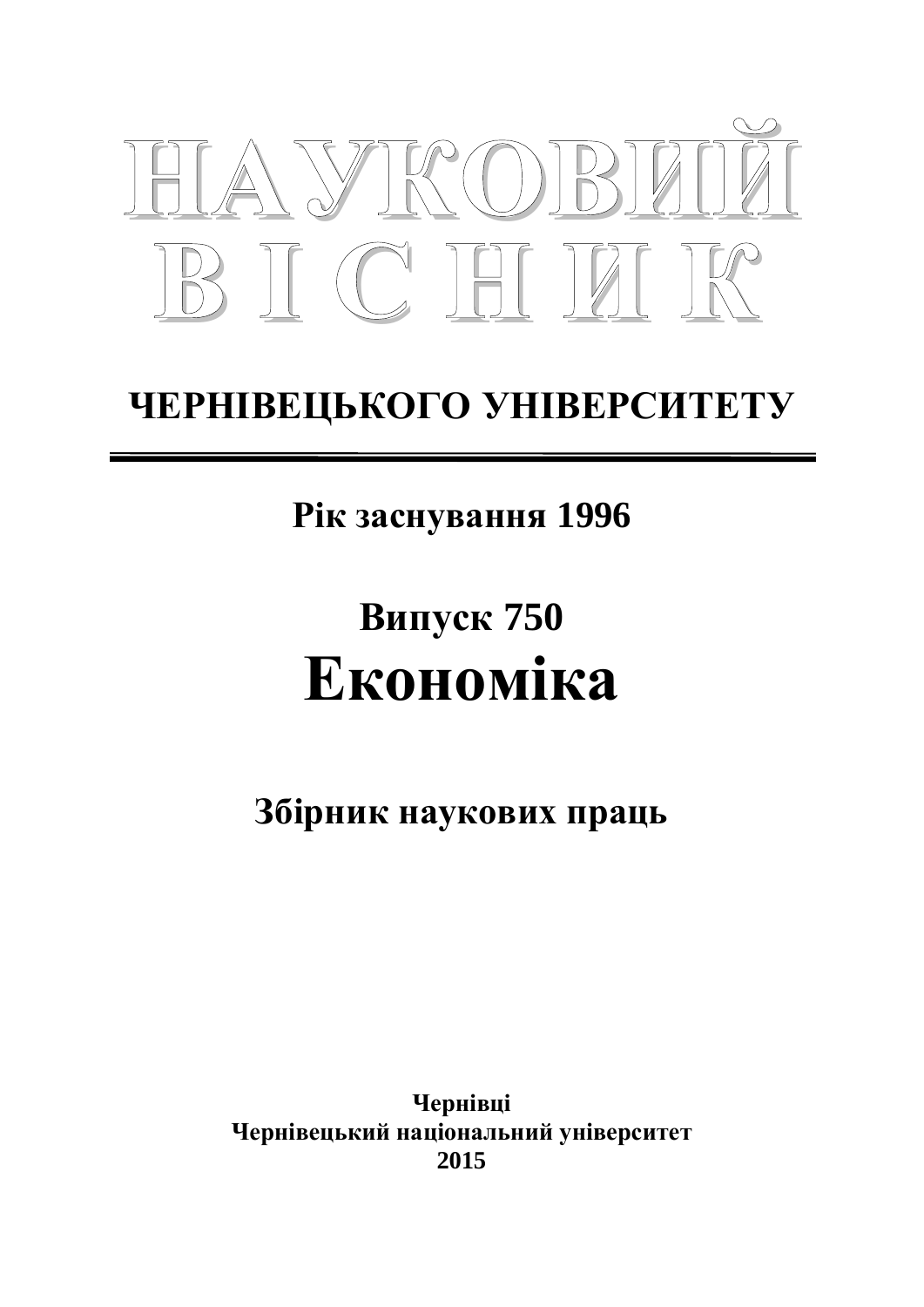# НАУКОВИЙ ВІСНИК

## ЧЕРНІВЕЦЬКОГО УНІВЕРСИТЕТУ

**Рік заснування 1996**

**Випуск 750**

# Економіка

**Збірник наукових праць**

**Чернівці**
**Чернівецький національний університет**
**2015**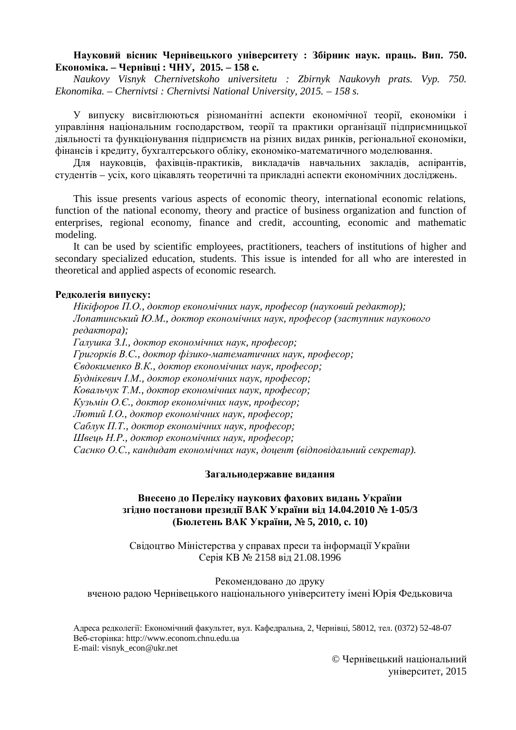**Науковий вісник Чернівецького університету : Збірник наук. праць. Вип. 750. Економіка. – Чернівці : ЧНУ, 2015. – 158 с.**

*Naukovy Visnyk Chernivetskoho universitetu : Zbirnyk Naukovyh prats. Vyp. 750. Ekonomika. – Chernivtsi : Chernivtsi National University, 2015. – 158 s.*

У випуску висвітлюються різноманітні аспекти економічної теорії, економіки і управління національним господарством, теорії та практики організації підприємницької діяльності та функціонування підприємств на різних видах ринків, регіональної економіки, фінансів і кредиту, бухгалтерського обліку, економіко-математичного моделювання.

Для науковців, фахівців-практиків, викладачів навчальних закладів, аспірантів, студентів – усіх, кого цікавлять теоретичні та прикладні аспекти економічних досліджень.

This issue presents various aspects of economic theory, international economic relations, function of the national economy, theory and practice of business organization and function of enterprises, regional economy, finance and credit, accounting, economic and mathematic modeling.

It can be used by scientific employees, practitioners, teachers of institutions of higher and secondary specialized education, students. This issue is intended for all who are interested in theoretical and applied aspects of economic research.

**Редколегія випуску:**

*Нікіфоров П.О., доктор економічних наук, професор (науковий редактор);*
*Лопатинський Ю.М., доктор економічних наук, професор (заступник наукового редактора);*
*Галушка З.І., доктор економічних наук, професор;*
*Григорків В.С., доктор фізико-математичних наук, професор;*
*Євдокименко В.К., доктор економічних наук, професор;*
*Буднікевич І.М., доктор економічних наук, професор;*
*Ковальчук Т.М., доктор економічних наук, професор;*
*Кузьмін О.Є., доктор економічних наук, професор;*
*Лютий І.О., доктор економічних наук, професор;*
*Саблук П.Т., доктор економічних наук, професор;*
*Швець Н.Р., доктор економічних наук, професор;*
*Саєнко О.С., кандидат економічних наук, доцент (відповідальний секретар).*

**Загальнодержавне видання**

**Внесено до Переліку наукових фахових видань України згідно постанови президії ВАК України від 14.04.2010 № 1-05/3 (Бюлетень ВАК України, № 5, 2010, с. 10)**

Свідоцтво Міністерства у справах преси та інформації України
Серія КВ № 2158 від 21.08.1996

Рекомендовано до друку
вченою радою Чернівецького національного університету імені Юрія Федьковича

Адреса редколегії: Економічний факультет, вул. Кафедральна, 2, Чернівці, 58012, тел. (0372) 52-48-07
Веб-сторінка: http://www.econom.chnu.edu.ua
E-mail: visnyk_econ@ukr.net

© Чернівецький національний університет, 2015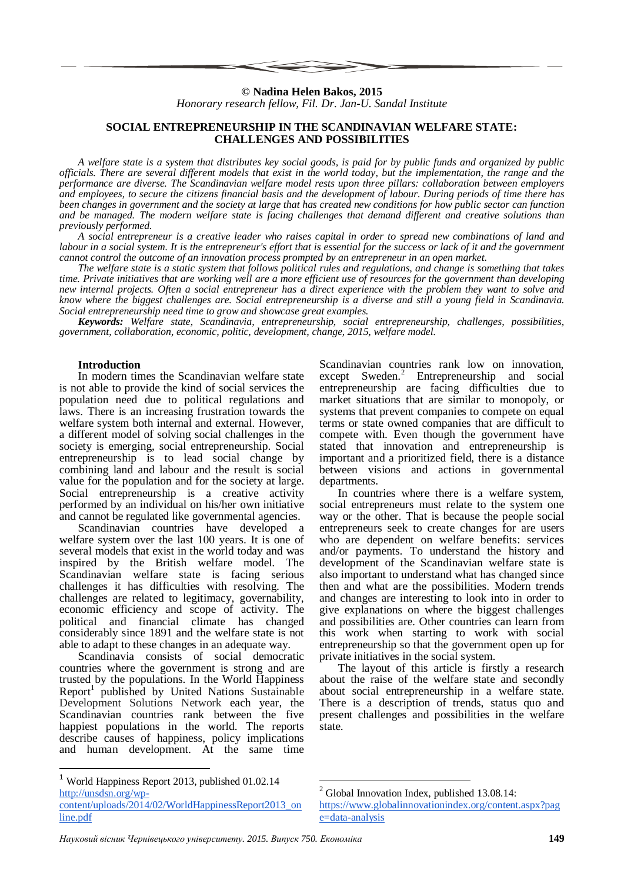**© Nadina Helen Bakos, 2015**
*Honorary research fellow, Fil. Dr. Jan-U. Sandal Institute*

# SOCIAL ENTREPRENEURSHIP IN THE SCANDINAVIAN WELFARE STATE: CHALLENGES AND POSSIBILITIES

*A welfare state is a system that distributes key social goods, is paid for by public funds and organized by public officials. There are several different models that exist in the world today, but the implementation, the range and the performance are diverse. The Scandinavian welfare model rests upon three pillars: collaboration between employers and employees, to secure the citizens financial basis and the development of labour. During periods of time there has been changes in government and the society at large that has created new conditions for how public sector can function and be managed. The modern welfare state is facing challenges that demand different and creative solutions than previously performed.*

*A social entrepreneur is a creative leader who raises capital in order to spread new combinations of land and labour in a social system. It is the entrepreneur's effort that is essential for the success or lack of it and the government cannot control the outcome of an innovation process prompted by an entrepreneur in an open market.*

*The welfare state is a static system that follows political rules and regulations, and change is something that takes time. Private initiatives that are working well are a more efficient use of resources for the government than developing new internal projects. Often a social entrepreneur has a direct experience with the problem they want to solve and know where the biggest challenges are. Social entrepreneurship is a diverse and still a young field in Scandinavia. Social entrepreneurship need time to grow and showcase great examples.*

***Keywords:*** *Welfare state, Scandinavia, entrepreneurship, social entrepreneurship, challenges, possibilities, government, collaboration, economic, politic, development, change, 2015, welfare model.*

## Introduction

In modern times the Scandinavian welfare state is not able to provide the kind of social services the population need due to political regulations and laws. There is an increasing frustration towards the welfare system both internal and external. However, a different model of solving social challenges in the society is emerging, social entrepreneurship. Social entrepreneurship is to lead social change by combining land and labour and the result is social value for the population and for the society at large. Social entrepreneurship is a creative activity performed by an individual on his/her own initiative and cannot be regulated like governmental agencies.

Scandinavian countries have developed a welfare system over the last 100 years. It is one of several models that exist in the world today and was inspired by the British welfare model. The Scandinavian welfare state is facing serious challenges it has difficulties with resolving. The challenges are related to legitimacy, governability, economic efficiency and scope of activity. The political and financial climate has changed considerably since 1891 and the welfare state is not able to adapt to these changes in an adequate way.

Scandinavia consists of social democratic countries where the government is strong and are trusted by the populations. In the World Happiness Report[1] published by United Nations Sustainable Development Solutions Network each year, the Scandinavian countries rank between the five happiest populations in the world. The reports describe causes of happiness, policy implications and human development. At the same time Scandinavian countries rank low on innovation, except Sweden.[2] Entrepreneurship and social entrepreneurship are facing difficulties due to market situations that are similar to monopoly, or systems that prevent companies to compete on equal terms or state owned companies that are difficult to compete with. Even though the government have stated that innovation and entrepreneurship is important and a prioritized field, there is a distance between visions and actions in governmental departments.

In countries where there is a welfare system, social entrepreneurs must relate to the system one way or the other. That is because the people social entrepreneurs seek to create changes for are users who are dependent on welfare benefits: services and/or payments. To understand the history and development of the Scandinavian welfare state is also important to understand what has changed since then and what are the possibilities. Modern trends and changes are interesting to look into in order to give explanations on where the biggest challenges and possibilities are. Other countries can learn from this work when starting to work with social entrepreneurship so that the government open up for private initiatives in the social system.

The layout of this article is firstly a research about the raise of the welfare state and secondly about social entrepreneurship in a welfare state. There is a description of trends, status quo and present challenges and possibilities in the welfare state.

---

[1] World Happiness Report 2013, published 01.02.14 http://unsdsn.org/wp-content/uploads/2014/02/WorldHappinessReport2013_online.pdf

[2] Global Innovation Index, published 13.08.14: https://www.globalinnovationindex.org/content.aspx?page=data-analysis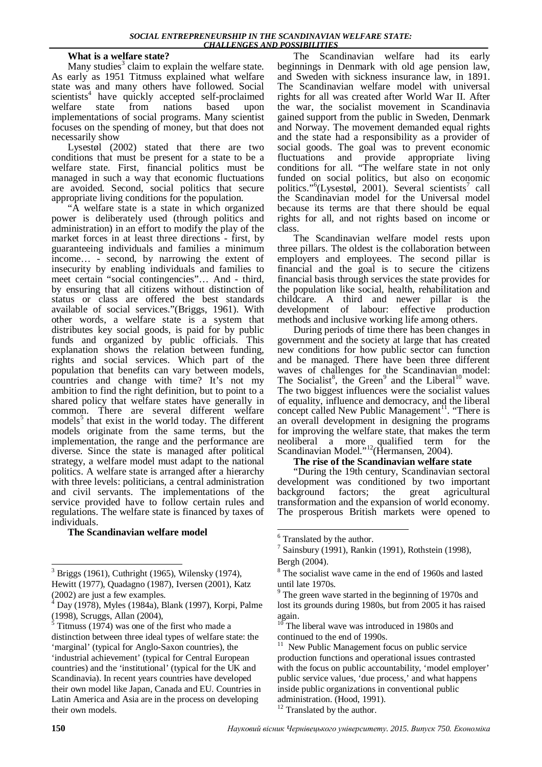### What is a welfare state?

Many studies[3] claim to explain the welfare state. As early as 1951 Titmuss explained what welfare state was and many others have followed. Social scientists[4] have quickly accepted self-proclaimed welfare state from nations based upon implementations of social programs. Many scientist focuses on the spending of money, but that does not necessarily show

Lysestøl (2002) stated that there are two conditions that must be present for a state to be a welfare state. First, financial politics must be managed in such a way that economic fluctuations are avoided. Second, social politics that secure appropriate living conditions for the population.

"A welfare state is a state in which organized power is deliberately used (through politics and administration) in an effort to modify the play of the market forces in at least three directions - first, by guaranteeing individuals and families a minimum income… - second, by narrowing the extent of insecurity by enabling individuals and families to meet certain "social contingencies"… And - third, by ensuring that all citizens without distinction of status or class are offered the best standards available of social services."(Briggs, 1961). With other words, a welfare state is a system that distributes key social goods, is paid for by public funds and organized by public officials. This explanation shows the relation between funding, rights and social services. Which part of the population that benefits can vary between models, countries and change with time? It's not my ambition to find the right definition, but to point to a shared policy that welfare states have generally in common. There are several different welfare models[5] that exist in the world today. The different models originate from the same terms, but the implementation, the range and the performance are diverse. Since the state is managed after political strategy, a welfare model must adapt to the national politics. A welfare state is arranged after a hierarchy with three levels: politicians, a central administration and civil servants. The implementations of the service provided have to follow certain rules and regulations. The welfare state is financed by taxes of individuals.

### The Scandinavian welfare model

The Scandinavian welfare had its early beginnings in Denmark with old age pension law, and Sweden with sickness insurance law, in 1891. The Scandinavian welfare model with universal rights for all was created after World War II. After the war, the socialist movement in Scandinavia gained support from the public in Sweden, Denmark and Norway. The movement demanded equal rights and the state had a responsibility as a provider of social goods. The goal was to prevent economic fluctuations and provide appropriate living conditions for all. "The welfare state in not only funded on social politics, but also on economic politics."[6](Lysestøl, 2001). Several scientists[7] call the Scandinavian model for the Universal model because its terms are that there should be equal rights for all, and not rights based on income or class.

The Scandinavian welfare model rests upon three pillars. The oldest is the collaboration between employers and employees. The second pillar is financial and the goal is to secure the citizens financial basis through services the state provides for the population like social, health, rehabilitation and childcare. A third and newer pillar is the development of labour: effective production methods and inclusive working life among others.

During periods of time there has been changes in government and the society at large that has created new conditions for how public sector can function and be managed. There have been three different waves of challenges for the Scandinavian model: The Socialist[8], the Green[9] and the Liberal[10] wave. The two biggest influences were the socialist values of equality, influence and democracy, and the liberal concept called New Public Management[11]. "There is an overall development in designing the programs for improving the welfare state, that makes the term neoliberal a more qualified term for the Scandinavian Model."[12](Hermansen, 2004).

### The rise of the Scandinavian welfare state

"During the 19th century, Scandinavian sectoral development was conditioned by two important background factors; the great agricultural transformation and the expansion of world economy. The prosperous British markets were opened to

---

[3] Briggs (1961), Cuthright (1965), Wilensky (1974), Hewitt (1977), Quadagno (1987), Iversen (2001), Katz (2002) are just a few examples.

[4] Day (1978), Myles (1984a), Blank (1997), Korpi, Palme (1998), Scruggs, Allan (2004),

[5] Titmuss (1974) was one of the first who made a distinction between three ideal types of welfare state: the 'marginal' (typical for Anglo-Saxon countries), the 'industrial achievement' (typical for Central European countries) and the 'institutional' (typical for the UK and Scandinavia). In recent years countries have developed their own model like Japan, Canada and EU. Countries in Latin America and Asia are in the process on developing their own models.

[6] Translated by the author.

[7] Sainsbury (1991), Rankin (1991), Rothstein (1998), Bergh (2004).

[8] The socialist wave came in the end of 1960s and lasted until late 1970s.

[9] The green wave started in the beginning of 1970s and lost its grounds during 1980s, but from 2005 it has raised again.

[10] The liberal wave was introduced in 1980s and continued to the end of 1990s.

[11] New Public Management focus on public service production functions and operational issues contrasted with the focus on public accountability, 'model employer' public service values, 'due process,' and what happens inside public organizations in conventional public administration. (Hood, 1991).

[12] Translated by the author.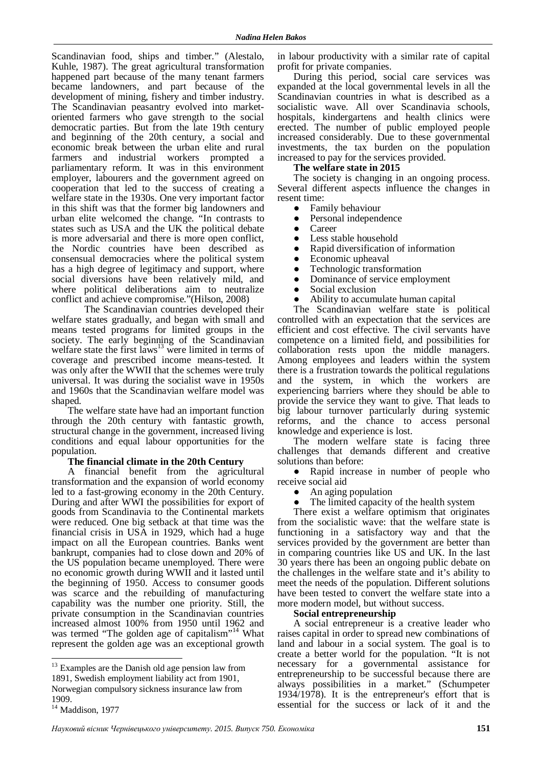Scandinavian food, ships and timber." (Alestalo, Kuhle, 1987). The great agricultural transformation happened part because of the many tenant farmers became landowners, and part because of the development of mining, fishery and timber industry. The Scandinavian peasantry evolved into market-oriented farmers who gave strength to the social democratic parties. But from the late 19th century and beginning of the 20th century, a social and economic break between the urban elite and rural farmers and industrial workers prompted a parliamentary reform. It was in this environment employer, labourers and the government agreed on cooperation that led to the success of creating a welfare state in the 1930s. One very important factor in this shift was that the former big landowners and urban elite welcomed the change. "In contrasts to states such as USA and the UK the political debate is more adversarial and there is more open conflict, the Nordic countries have been described as consensual democracies where the political system has a high degree of legitimacy and support, where social diversions have been relatively mild, and where political deliberations aim to neutralize conflict and achieve compromise."(Hilson, 2008)

The Scandinavian countries developed their welfare states gradually, and began with small and means tested programs for limited groups in the society. The early beginning of the Scandinavian welfare state the first laws[13] were limited in terms of coverage and prescribed income means-tested. It was only after the WWII that the schemes were truly universal. It was during the socialist wave in 1950s and 1960s that the Scandinavian welfare model was shaped.

The welfare state have had an important function through the 20th century with fantastic growth, structural change in the government, increased living conditions and equal labour opportunities for the population.

**The financial climate in the 20th Century**

A financial benefit from the agricultural transformation and the expansion of world economy led to a fast-growing economy in the 20th Century. During and after WWI the possibilities for export of goods from Scandinavia to the Continental markets were reduced. One big setback at that time was the financial crisis in USA in 1929, which had a huge impact on all the European countries. Banks went bankrupt, companies had to close down and 20% of the US population became unemployed. There were no economic growth during WWII and it lasted until the beginning of 1950. Access to consumer goods was scarce and the rebuilding of manufacturing capability was the number one priority. Still, the private consumption in the Scandinavian countries increased almost 100% from 1950 until 1962 and was termed "The golden age of capitalism"[14] What represent the golden age was an exceptional growth in labour productivity with a similar rate of capital profit for private companies.

During this period, social care services was expanded at the local governmental levels in all the Scandinavian countries in what is described as a socialistic wave. All over Scandinavia schools, hospitals, kindergartens and health clinics were erected. The number of public employed people increased considerably. Due to these governmental investments, the tax burden on the population increased to pay for the services provided.

**The welfare state in 2015**

The society is changing in an ongoing process. Several different aspects influence the changes in resent time:

- Family behaviour
- Personal independence
- Career
- Less stable household
- Rapid diversification of information
- Economic upheaval
- Technologic transformation
- Dominance of service employment
- Social exclusion
- Ability to accumulate human capital

The Scandinavian welfare state is political controlled with an expectation that the services are efficient and cost effective. The civil servants have competence on a limited field, and possibilities for collaboration rests upon the middle managers. Among employees and leaders within the system there is a frustration towards the political regulations and the system, in which the workers are experiencing barriers where they should be able to provide the service they want to give. That leads to big labour turnover particularly during systemic reforms, and the chance to access personal knowledge and experience is lost.

The modern welfare state is facing three challenges that demands different and creative solutions than before:

- Rapid increase in number of people who receive social aid
- An aging population
- The limited capacity of the health system

There exist a welfare optimism that originates from the socialistic wave: that the welfare state is functioning in a satisfactory way and that the services provided by the government are better than in comparing countries like US and UK. In the last 30 years there has been an ongoing public debate on the challenges in the welfare state and it's ability to meet the needs of the population. Different solutions have been tested to convert the welfare state into a more modern model, but without success.

**Social entrepreneurship**

A social entrepreneur is a creative leader who raises capital in order to spread new combinations of land and labour in a social system. The goal is to create a better world for the population. "It is not necessary for a governmental assistance for entrepreneurship to be successful because there are always possibilities in a market." (Schumpeter 1934/1978). It is the entrepreneur's effort that is essential for the success or lack of it and the

---

[13] Examples are the Danish old age pension law from 1891, Swedish employment liability act from 1901, Norwegian compulsory sickness insurance law from 1909.

[14] Maddison, 1977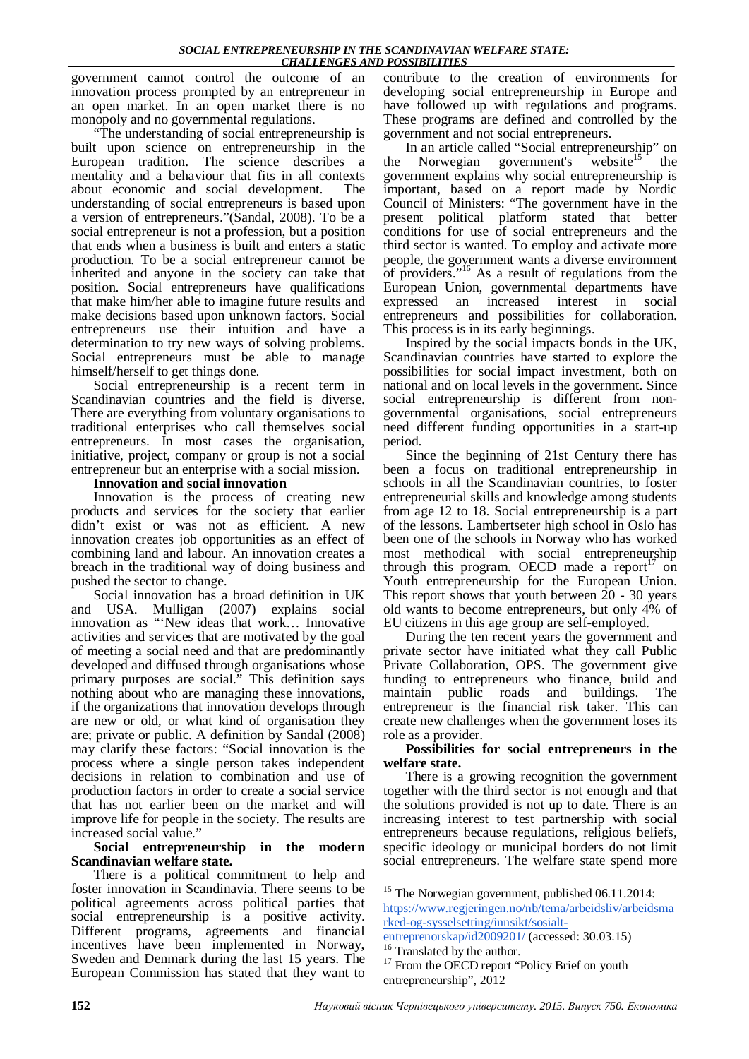government cannot control the outcome of an innovation process prompted by an entrepreneur in an open market. In an open market there is no monopoly and no governmental regulations.

"The understanding of social entrepreneurship is built upon science on entrepreneurship in the European tradition. The science describes a mentality and a behaviour that fits in all contexts about economic and social development. The understanding of social entrepreneurs is based upon a version of entrepreneurs."(Sandal, 2008). To be a social entrepreneur is not a profession, but a position that ends when a business is built and enters a static production. To be a social entrepreneur cannot be inherited and anyone in the society can take that position. Social entrepreneurs have qualifications that make him/her able to imagine future results and make decisions based upon unknown factors. Social entrepreneurs use their intuition and have a determination to try new ways of solving problems. Social entrepreneurs must be able to manage himself/herself to get things done.

Social entrepreneurship is a recent term in Scandinavian countries and the field is diverse. There are everything from voluntary organisations to traditional enterprises who call themselves social entrepreneurs. In most cases the organisation, initiative, project, company or group is not a social entrepreneur but an enterprise with a social mission.

**Innovation and social innovation**

Innovation is the process of creating new products and services for the society that earlier didn't exist or was not as efficient. A new innovation creates job opportunities as an effect of combining land and labour. An innovation creates a breach in the traditional way of doing business and pushed the sector to change.

Social innovation has a broad definition in UK and USA. Mulligan (2007) explains social innovation as "'New ideas that work… Innovative activities and services that are motivated by the goal of meeting a social need and that are predominantly developed and diffused through organisations whose primary purposes are social." This definition says nothing about who are managing these innovations, if the organizations that innovation develops through are new or old, or what kind of organisation they are; private or public. A definition by Sandal (2008) may clarify these factors: "Social innovation is the process where a single person takes independent decisions in relation to combination and use of production factors in order to create a social service that has not earlier been on the market and will improve life for people in the society. The results are increased social value."

**Social entrepreneurship in the modern Scandinavian welfare state.**

There is a political commitment to help and foster innovation in Scandinavia. There seems to be political agreements across political parties that social entrepreneurship is a positive activity. Different programs, agreements and financial incentives have been implemented in Norway, Sweden and Denmark during the last 15 years. The European Commission has stated that they want to contribute to the creation of environments for developing social entrepreneurship in Europe and have followed up with regulations and programs. These programs are defined and controlled by the government and not social entrepreneurs.

In an article called "Social entrepreneurship" on the Norwegian government's website[15] the government explains why social entrepreneurship is important, based on a report made by Nordic Council of Ministers: "The government have in the present political platform stated that better conditions for use of social entrepreneurs and the third sector is wanted. To employ and activate more people, the government wants a diverse environment of providers."[16] As a result of regulations from the European Union, governmental departments have expressed an increased interest in social entrepreneurs and possibilities for collaboration. This process is in its early beginnings.

Inspired by the social impacts bonds in the UK, Scandinavian countries have started to explore the possibilities for social impact investment, both on national and on local levels in the government. Since social entrepreneurship is different from non-governmental organisations, social entrepreneurs need different funding opportunities in a start-up period.

Since the beginning of 21st Century there has been a focus on traditional entrepreneurship in schools in all the Scandinavian countries, to foster entrepreneurial skills and knowledge among students from age 12 to 18. Social entrepreneurship is a part of the lessons. Lambertseter high school in Oslo has been one of the schools in Norway who has worked most methodical with social entrepreneurship through this program. OECD made a report[17] on Youth entrepreneurship for the European Union. This report shows that youth between 20 - 30 years old wants to become entrepreneurs, but only 4% of EU citizens in this age group are self-employed.

During the ten recent years the government and private sector have initiated what they call Public Private Collaboration, OPS. The government give funding to entrepreneurs who finance, build and maintain public roads and buildings. The entrepreneur is the financial risk taker. This can create new challenges when the government loses its role as a provider.

**Possibilities for social entrepreneurs in the welfare state.**

There is a growing recognition the government together with the third sector is not enough and that the solutions provided is not up to date. There is an increasing interest to test partnership with social entrepreneurs because regulations, religious beliefs, specific ideology or municipal borders do not limit social entrepreneurs. The welfare state spend more

---

[15] The Norwegian government, published 06.11.2014: https://www.regjeringen.no/nb/tema/arbeidsliv/arbeidsmarked-og-sysselsetting/innsikt/sosialt-entreprenorskap/id2009201/ (accessed: 30.03.15)

[16] Translated by the author.

[17] From the OECD report "Policy Brief on youth entrepreneurship", 2012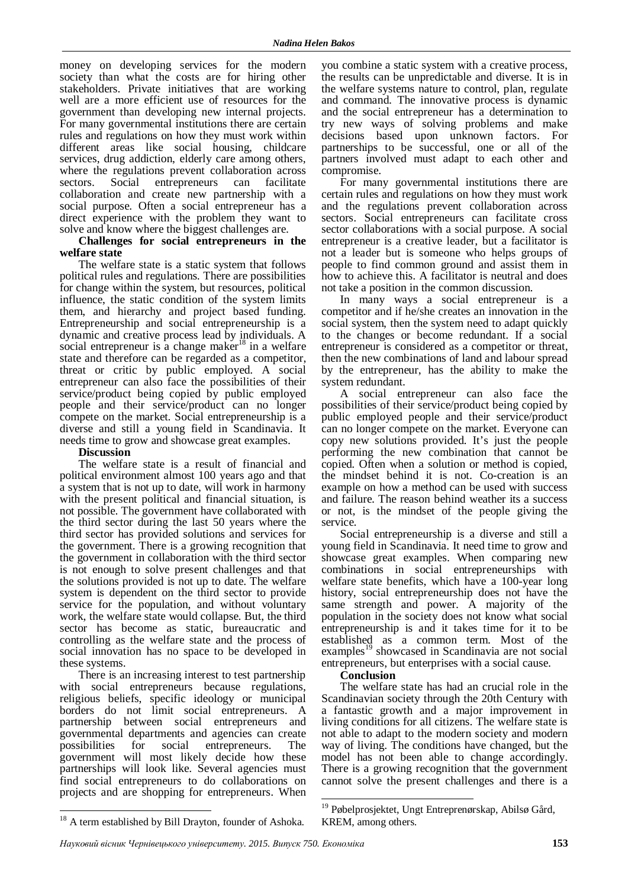money on developing services for the modern society than what the costs are for hiring other stakeholders. Private initiatives that are working well are a more efficient use of resources for the government than developing new internal projects. For many governmental institutions there are certain rules and regulations on how they must work within different areas like social housing, childcare services, drug addiction, elderly care among others, where the regulations prevent collaboration across sectors. Social entrepreneurs can facilitate collaboration and create new partnership with a social purpose. Often a social entrepreneur has a direct experience with the problem they want to solve and know where the biggest challenges are.

**Challenges for social entrepreneurs in the welfare state**

The welfare state is a static system that follows political rules and regulations. There are possibilities for change within the system, but resources, political influence, the static condition of the system limits them, and hierarchy and project based funding. Entrepreneurship and social entrepreneurship is a dynamic and creative process lead by individuals. A social entrepreneur is a change maker[18] in a welfare state and therefore can be regarded as a competitor, threat or critic by public employed. A social entrepreneur can also face the possibilities of their service/product being copied by public employed people and their service/product can no longer compete on the market. Social entrepreneurship is a diverse and still a young field in Scandinavia. It needs time to grow and showcase great examples.

**Discussion**

The welfare state is a result of financial and political environment almost 100 years ago and that a system that is not up to date, will work in harmony with the present political and financial situation, is not possible. The government have collaborated with the third sector during the last 50 years where the third sector has provided solutions and services for the government. There is a growing recognition that the government in collaboration with the third sector is not enough to solve present challenges and that the solutions provided is not up to date. The welfare system is dependent on the third sector to provide service for the population, and without voluntary work, the welfare state would collapse. But, the third sector has become as static, bureaucratic and controlling as the welfare state and the process of social innovation has no space to be developed in these systems.

There is an increasing interest to test partnership with social entrepreneurs because regulations, religious beliefs, specific ideology or municipal borders do not limit social entrepreneurs. A partnership between social entrepreneurs and governmental departments and agencies can create possibilities for social entrepreneurs. The government will most likely decide how these partnerships will look like. Several agencies must find social entrepreneurs to do collaborations on projects and are shopping for entrepreneurs. When you combine a static system with a creative process, the results can be unpredictable and diverse. It is in the welfare systems nature to control, plan, regulate and command. The innovative process is dynamic and the social entrepreneur has a determination to try new ways of solving problems and make decisions based upon unknown factors. For partnerships to be successful, one or all of the partners involved must adapt to each other and compromise.

For many governmental institutions there are certain rules and regulations on how they must work and the regulations prevent collaboration across sectors. Social entrepreneurs can facilitate cross sector collaborations with a social purpose. A social entrepreneur is a creative leader, but a facilitator is not a leader but is someone who helps groups of people to find common ground and assist them in how to achieve this. A facilitator is neutral and does not take a position in the common discussion.

In many ways a social entrepreneur is a competitor and if he/she creates an innovation in the social system, then the system need to adapt quickly to the changes or become redundant. If a social entrepreneur is considered as a competitor or threat, then the new combinations of land and labour spread by the entrepreneur, has the ability to make the system redundant.

A social entrepreneur can also face the possibilities of their service/product being copied by public employed people and their service/product can no longer compete on the market. Everyone can copy new solutions provided. It's just the people performing the new combination that cannot be copied. Often when a solution or method is copied, the mindset behind it is not. Co-creation is an example on how a method can be used with success and failure. The reason behind weather its a success or not, is the mindset of the people giving the service.

Social entrepreneurship is a diverse and still a young field in Scandinavia. It need time to grow and showcase great examples. When comparing new combinations in social entrepreneurships with welfare state benefits, which have a 100-year long history, social entrepreneurship does not have the same strength and power. A majority of the population in the society does not know what social entrepreneurship is and it takes time for it to be established as a common term. Most of the examples[19] showcased in Scandinavia are not social entrepreneurs, but enterprises with a social cause.

**Conclusion**

The welfare state has had an crucial role in the Scandinavian society through the 20th Century with a fantastic growth and a major improvement in living conditions for all citizens. The welfare state is not able to adapt to the modern society and modern way of living. The conditions have changed, but the model has not been able to change accordingly. There is a growing recognition that the government cannot solve the present challenges and there is a

---

[18] A term established by Bill Drayton, founder of Ashoka.

[19] Pøbelprosjektet, Ungt Entreprenørskap, Abilsø Gård, KREM, among others.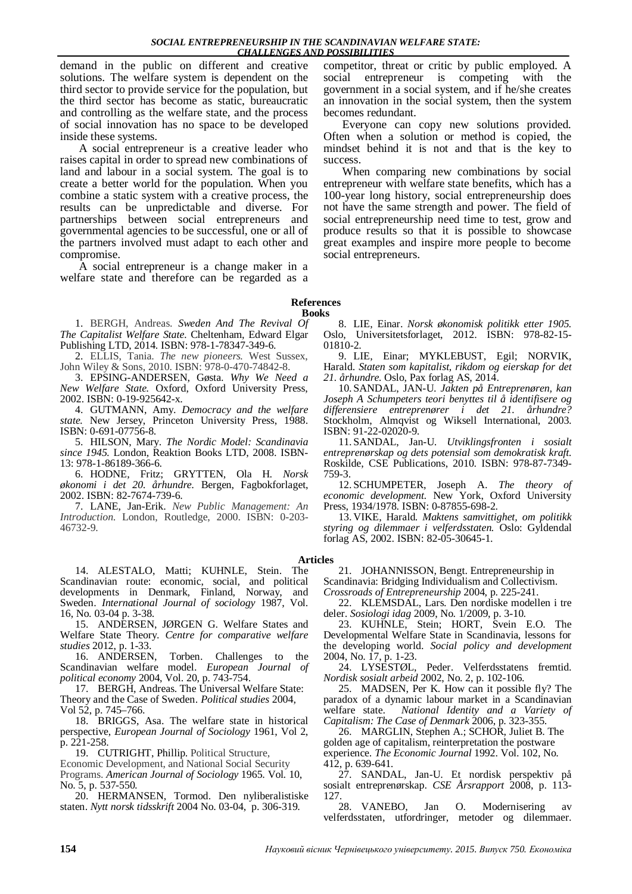demand in the public on different and creative solutions. The welfare system is dependent on the third sector to provide service for the population, but the third sector has become as static, bureaucratic and controlling as the welfare state, and the process of social innovation has no space to be developed inside these systems.

A social entrepreneur is a creative leader who raises capital in order to spread new combinations of land and labour in a social system. The goal is to create a better world for the population. When you combine a static system with a creative process, the results can be unpredictable and diverse. For partnerships between social entrepreneurs and governmental agencies to be successful, one or all of the partners involved must adapt to each other and compromise.

A social entrepreneur is a change maker in a welfare state and therefore can be regarded as a competitor, threat or critic by public employed. A social entrepreneur is competing with the government in a social system, and if he/she creates an innovation in the social system, then the system becomes redundant.

Everyone can copy new solutions provided. Often when a solution or method is copied, the mindset behind it is not and that is the key to success.

When comparing new combinations by social entrepreneur with welfare state benefits, which has a 100-year long history, social entrepreneurship does not have the same strength and power. The field of social entrepreneurship need time to test, grow and produce results so that it is possible to showcase great examples and inspire more people to become social entrepreneurs.

## References

### Books

1. BERGH, Andreas. *Sweden And The Revival Of The Capitalist Welfare State.* Cheltenham, Edward Elgar Publishing LTD, 2014. ISBN: 978-1-78347-349-6.
2. ELLIS, Tania. *The new pioneers.* West Sussex, John Wiley & Sons, 2010. ISBN: 978-0-470-74842-8.
3. EPSING-ANDERSEN, Gøsta. *Why We Need a New Welfare State.* Oxford, Oxford University Press, 2002. ISBN: 0-19-925642-x.
4. GUTMANN, Amy. *Democracy and the welfare state.* New Jersey, Princeton University Press, 1988. ISBN: 0-691-07756-8.
5. HILSON, Mary. *The Nordic Model: Scandinavia since 1945.* London, Reaktion Books LTD, 2008. ISBN-13: 978-1-86189-366-6.
6. HODNE, Fritz; GRYTTEN, Ola H. *Norsk økonomi i det 20. århundre.* Bergen, Fagbokforlaget, 2002. ISBN: 82-7674-739-6.
7. LANE, Jan-Erik. *New Public Management: An Introduction.* London, Routledge, 2000. ISBN: 0-203-46732-9.
8. LIE, Einar. *Norsk økonomisk politikk etter 1905.* Oslo, Universitetsforlaget, 2012. ISBN: 978-82-15-01810-2.
9. LIE, Einar; MYKLEBUST, Egil; NORVIK, Harald. *Staten som kapitalist, rikdom og eierskap for det 21. århundre.* Oslo, Pax forlag AS, 2014.
10. SANDAL, JAN-U. *Jakten på Entreprenøren, kan Joseph A Schumpeters teori benyttes til å identifisere og differensiere entreprenører i det 21. århundre?* Stockholm, Almqvist og Wiksell International, 2003. ISBN: 91-22-02020-9.
11. SANDAL, Jan-U. *Utviklingsfronten i sosialt entreprenørskap og dets potensial som demokratisk kraft.* Roskilde, CSE Publications, 2010. ISBN: 978-87-7349-759-3.
12. SCHUMPETER, Joseph A. *The theory of economic development.* New York, Oxford University Press, 1934/1978. ISBN: 0-87855-698-2.
13. VIKE, Harald. *Maktens samvittighet, om politikk styring og dilemmaer i velferdsstaten.* Oslo: Gyldendal forlag AS, 2002. ISBN: 82-05-30645-1.

### Articles

14. ALESTALO, Matti; KUHNLE, Stein. The Scandinavian route: economic, social, and political developments in Denmark, Finland, Norway, and Sweden. *International Journal of sociology* 1987, Vol. 16, No. 03-04 p. 3-38.
15. ANDERSEN, JØRGEN G. Welfare States and Welfare State Theory. *Centre for comparative welfare studies* 2012, p. 1-33.
16. ANDERSEN, Torben. Challenges to the Scandinavian welfare model. *European Journal of political economy* 2004, Vol. 20, p. 743-754.
17. BERGH, Andreas. The Universal Welfare State: Theory and the Case of Sweden. *Political studies* 2004, Vol 52, p. 745–766.
18. BRIGGS, Asa. The welfare state in historical perspective, *European Journal of Sociology* 1961, Vol 2, p. 221-258.
19. CUTRIGHT, Phillip. Political Structure, Economic Development, and National Social Security Programs. *American Journal of Sociology* 1965. Vol. 10, No. 5, p. 537-550.
20. HERMANSEN, Tormod. Den nyliberalistiske staten. *Nytt norsk tidsskrift* 2004 No. 03-04, p. 306-319.
21. JOHANNISSON, Bengt. Entrepreneurship in Scandinavia: Bridging Individualism and Collectivism. *Crossroads of Entrepreneurship* 2004, p. 225-241.
22. KLEMSDAL, Lars. Den nordiske modellen i tre deler. *Sosiologi idag* 2009, No. 1/2009, p. 3-10.
23. KUHNLE, Stein; HORT, Svein E.O. The Developmental Welfare State in Scandinavia, lessons for the developing world. *Social policy and development* 2004, No. 17, p. 1-23.
24. LYSESTØL, Peder. Velferdsstatens fremtid. *Nordisk sosialt arbeid* 2002, No. 2, p. 102-106.
25. MADSEN, Per K. How can it possible fly? The paradox of a dynamic labour market in a Scandinavian welfare state. *National Identity and a Variety of Capitalism: The Case of Denmark* 2006, p. 323-355.
26. MARGLIN, Stephen A.; SCHOR, Juliet B. The golden age of capitalism, reinterpretation the postware experience. *The Economic Journal* 1992. Vol. 102, No. 412, p. 639-641.
27. SANDAL, Jan-U. Et nordisk perspektiv på sosialt entreprenørskap. *CSE Årsrapport* 2008, p. 113-127.
28. VANEBO, Jan O. Modernisering av velferdsstaten, utfordringer, metoder og dilemmaer.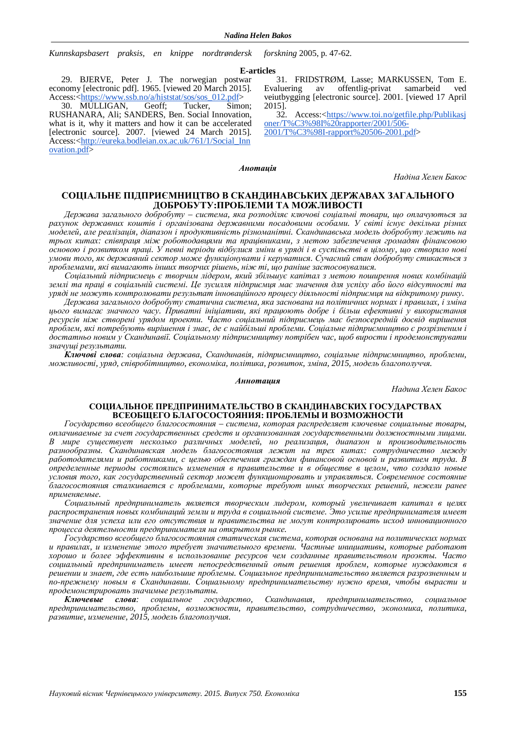*Kunnskapsbasert praksis, en knippe nordtrøndersk forskning* 2005, p. 47-62.

**E-articles**

29. BJERVE, Peter J. The norwegian postwar economy [electronic pdf]. 1965. [viewed 20 March 2015]. Access:<https://www.ssb.no/a/histstat/sos/sos_012.pdf>

30. MULLIGAN, Geoff; Tucker, Simon; RUSHANARA, Ali; SANDERS, Ben. Social Innovation, what is it, why it matters and how it can be accelerated [electronic source]. 2007. [viewed 24 March 2015]. Access:<http://eureka.bodleian.ox.ac.uk/761/1/Social_Innovation.pdf>

31. FRIDSTRØM, Lasse; MARKUSSEN, Tom E. Evaluering av offentlig-privat samarbeid ved veiutbygging [electronic source]. 2001. [viewed 17 April 2015].

32. Access:<https://www.toi.no/getfile.php/Publikasjoner/T%C3%98I%20rapporter/2001/506-2001/T%C3%98I-rapport%20506-2001.pdf>

***Анотація***

*Надіна Хелен Бакос*

## СОЦІАЛЬНЕ ПІДПРИЄМНИЦТВО В СКАНДИНАВСЬКИХ ДЕРЖАВАХ ЗАГАЛЬНОГО ДОБРОБУТУ:ПРОБЛЕМИ ТА МОЖЛИВОСТІ

*Держава загального добробуту – система, яка розподіляє ключові соціальні товари, що оплачуються за рахунок державних коштів і організована державними посадовими особами. У світі існує декілька різних моделей, але реалізація, діапазон і продуктивність різноманітні. Скандинавська модель добробуту лежить на трьох китах: співпраця між роботодавцями та працівниками, з метою забезпечення громадян фінансовою основою і розвитком праці. У певні періоди відбулися зміни в уряді і в суспільстві в цілому, що створило нові умови того, як державний сектор може функціонувати і керуватися. Сучасний стан добробуту стикається з проблемами, які вимагають інших творчих рішень, ніж ті, що раніше застосовувалися.*

*Соціальний підприємець є творчим лідером, який збільшує капітал з метою поширення нових комбінацій землі та праці в соціальній системі. Це зусилля підприємця має значення для успіху або його відсутності та уряді не можуть контролювати результат інноваційного процесу діяльності підприємця на відкритому ринку.*

*Держава загального добробуту статична система, яка заснована на політичних нормах і правилах, і зміна цього вимагає значного часу. Приватні ініціативи, які працюють добре і більш ефективні у використання ресурсів ніж створені урядом проекти. Часто соціальний підприємець має безпосередній досвід вирішення проблем, які потребують вирішення і знає, де є найбільші проблеми. Соціальне підприємництво є розрізненим і достатньо новим у Скандинавії. Соціальному підприємництву потрібен час, щоб вирости і продемонструвати значущі результати.*

***Ключові слова****: соціальна держава, Скандинавія, підприємництво, соціальне підприємництво, проблеми, можливості, уряд, співробітництво, економіка, політика, розвиток, зміна, 2015, модель благополуччя.*

***Аннотация***

*Надина Хелен Бакос*

## СОЦИАЛЬНОЕ ПРЕДПРИНИМАТЕЛЬСТВО В СКАНДИНАВСКИХ ГОСУДАРСТВАХ ВСЕОБЩЕГО БЛАГОСОСТОЯНИЯ: ПРОБЛЕМЫ И ВОЗМОЖНОСТИ

*Государство всеобщего благосостояния – система, которая распределяет ключевые социальные товары, оплачиваемые за счет государственных средств и организованная государственными должностными лицами. В мире существует несколько различных моделей, но реализация, диапазон и производительность разнообразны. Скандинавская модель благосостояния лежит на трех китах: сотрудничество между работодателями и работниками, с целью обеспечения граждан финансовой основой и развитием труда. В определенные периоды состоялись изменения в правительстве и в обществе в целом, что создало новые условия того, как государственный сектор может функционировать и управляться. Современное состояние благосостояния сталкивается с проблемами, которые требуют иных творческих решений, нежели ранее применяемые.*

*Социальный предприниматель является творческим лидером, который увеличивает капитал в целях распространения новых комбинаций земли и труда в социальной системе. Это усилие предпринимателя имеет значение для успеха или его отсутствия и правительства не могут контролировать исход инновационного процесса деятельности предпринимателя на открытом рынке.*

*Государство всеобщего благосостояния статическая система, которая основана на политических нормах и правилах, и изменение этого требует значительного времени. Частные инициативы, которые работают хорошо и более эффективны в использование ресурсов чем созданные правительством проэкты. Часто социальный предприниматель имеет непосредственный опыт решения проблем, которые нуждаются в решении и знает, где есть наибольшие проблемы. Социальное предпринимательство является разрозненным и по-прежнему новым в Скандинавии. Социальному предпринимательству нужно время, чтобы вырасти и продемонстрировать значимые результаты.*

***Ключевые слова****: социальное государство, Скандинавия, предпринимательство, социальное предпринимательство, проблемы, возможности, правительство, сотрудничество, экономика, политика, развитие, изменение, 2015, модель благополучия.*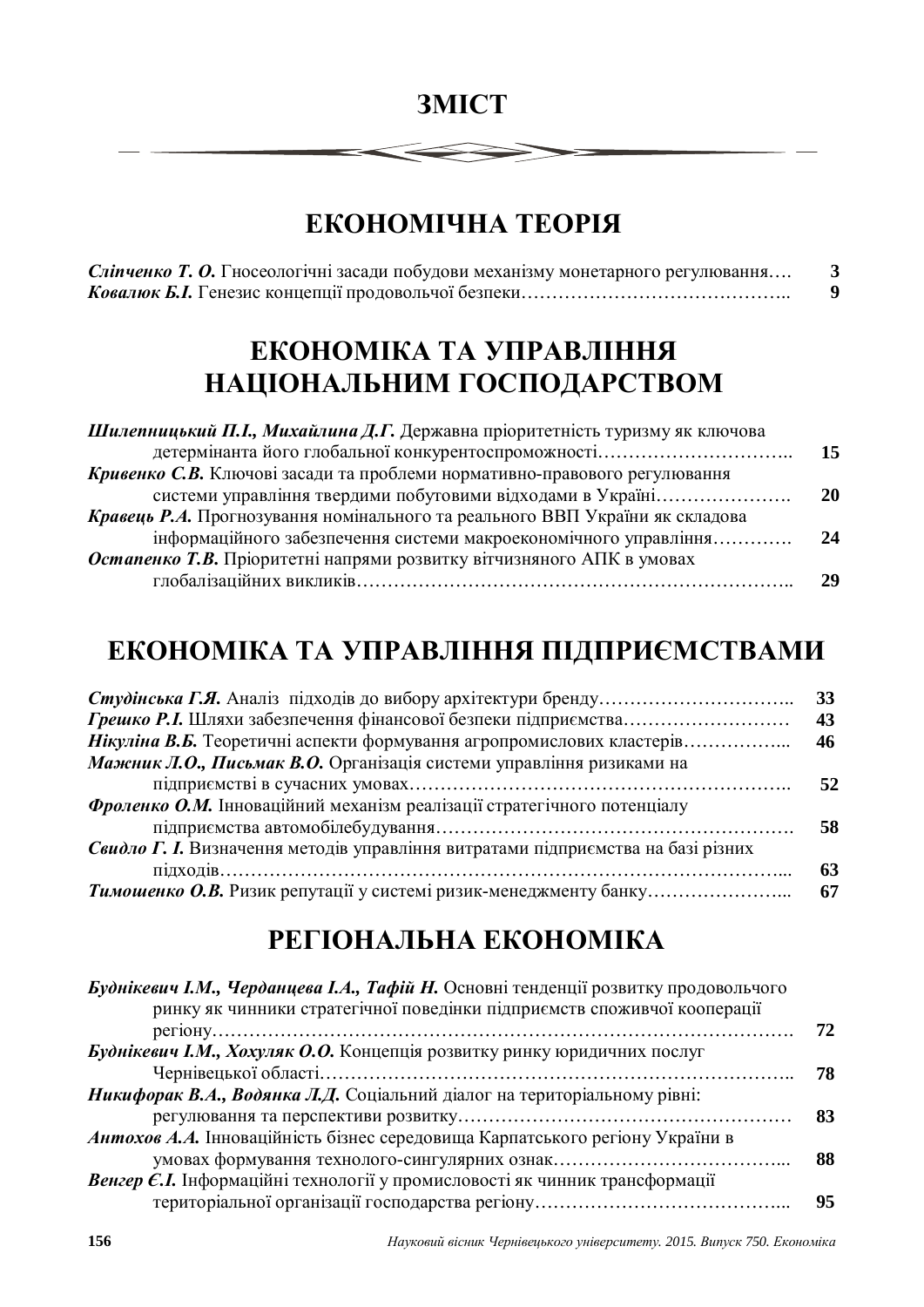# ЗМІСТ

## ЕКОНОМІЧНА ТЕОРІЯ

***Сліпченко Т. О.*** Гносеологічні засади побудови механізму монетарного регулювання…. **3**
***Ковалюк Б.І.*** Генезис концепції продовольчої безпеки…………………………………….. **9**

## ЕКОНОМІКА ТА УПРАВЛІННЯ НАЦІОНАЛЬНИМ ГОСПОДАРСТВОМ

***Шилепницький П.І., Михайлина Д.Г.*** Державна пріоритетність туризму як ключова детермінанта його глобальної конкурентоспроможності………………………….. **15**
***Кривенко С.В.*** Ключові засади та проблеми нормативно-правового регулювання системи управління твердими побутовими відходами в Україні…………………. **20**
***Кравець Р.А.*** Прогнозування номінального та реального ВВП України як складова інформаційного забезпечення системи макроекономічного управління………… **24**
***Остапенко Т.В.*** Пріоритетні напрями розвитку вітчизняного АПК в умовах глобалізаційних викликів…………………………………………………………….. **29**

## ЕКОНОМІКА ТА УПРАВЛІННЯ ПІДПРИЄМСТВАМИ

***Студінська Г.Я.*** Аналіз підходів до вибору архітектури бренду………………………….. **33**
***Грешко Р.І.*** Шляхи забезпечення фінансової безпеки підприємства……………………… **43**
***Нікуліна В.Б.*** Теоретичні аспекти формування агропромислових кластерів……………... **46**
***Мажник Л.О., Письмак В.О.*** Організація системи управління ризиками на підприємстві в сучасних умовах…………………………………………………….. **52**
***Фроленко О.М.*** Інноваційний механізм реалізації стратегічного потенціалу підприємства автомобілебудування…………………………………………………. **58**
***Свидло Г. І.*** Визначення методів управління витратами підприємства на базі різних підходів…………………………………………………………………………….... **63**
***Тимошенко О.В.*** Ризик репутації у системі ризик-менеджменту банку…………………... **67**

## РЕГІОНАЛЬНА ЕКОНОМІКА

***Буднікевич І.М., Черданцева І.А., Тафій Н.*** Основні тенденції розвитку продовольчого ринку як чинники стратегічної поведінки підприємств споживчої кооперації регіону…………………………………………………………………………………. **72**
***Буднікевич І.М., Хохуляк О.О.*** Концепція розвитку ринку юридичних послуг Чернівецької області……………………………………………………………….. **78**
***Никифорак В.А., Водянка Л.Д.*** Соціальний діалог на територіальному рівні: регулювання та перспективи розвитку……………………………………………… **83**
***Антохов А.А.*** Інноваційність бізнес середовища Карпатського регіону України в умовах формування технолого-сингулярних ознак……………………………... **88**
***Венгер Є.І.*** Інформаційні технології у промисловості як чинник трансформації територіальної організації господарства регіону…………………………………... **95**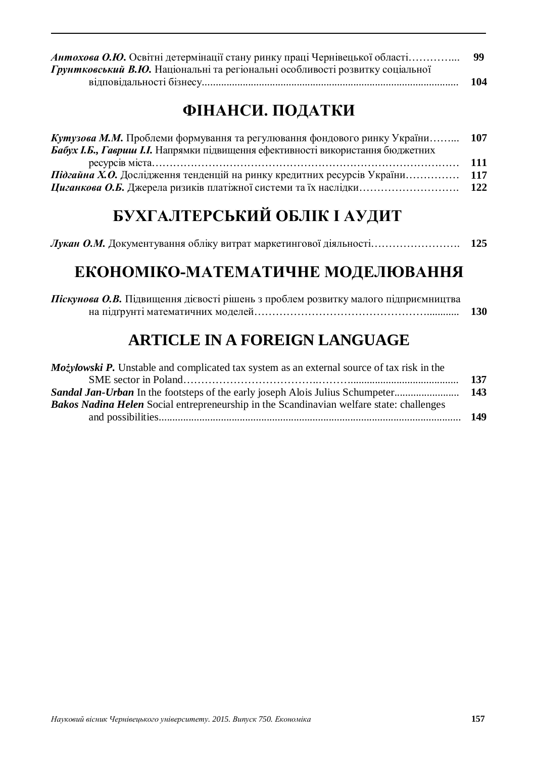***Антохова О.Ю.*** Освітні детермінації стану ринку праці Чернівецької області………….. 99

***Грунтковський В.Ю.*** Національні та регіональні особливості розвитку соціальної відповідальності бізнесу.............................................................................................. 104

## ФІНАНСИ. ПОДАТКИ

***Кутузова М.М.*** Проблеми формування та регулювання фондового ринку України…….. 107

***Бабух І.Б., Гавриш І.І.*** Напрямки підвищення ефективності використання бюджетних ресурсів міста…………………………………………………………………………… 111

***Підгайна Х.О.*** Дослідження тенденцій на ринку кредитних ресурсів України…………… 117

***Циганкова О.Б.*** Джерела ризиків платіжної системи та їх наслідки………………………. 122

## БУХГАЛТЕРСЬКИЙ ОБЛІК І АУДИТ

***Лукан О.М.*** Документування обліку витрат маркетингової діяльності……………………. 125

## ЕКОНОМІКО-МАТЕМАТИЧНЕ МОДЕЛЮВАННЯ

***Піскунова О.В.*** Підвищення дієвості рішень з проблем розвитку малого підприємництва на підґрунті математичних моделей…………………………………………….......... 130

## ARTICLE IN A FOREIGN LANGUAGE

***Możyłowski P.*** Unstable and complicated tax system as an external source of tax risk in the SME sector in Poland……………………………….……........................................ 137

***Sandal Jan-Urban*** In the footsteps of the early joseph Alois Julius Schumpeter....................... 143

***Bakos Nadina Helen*** Social entrepreneurship in the Scandinavian welfare state: challenges and possibilities................................................................................................................ 149